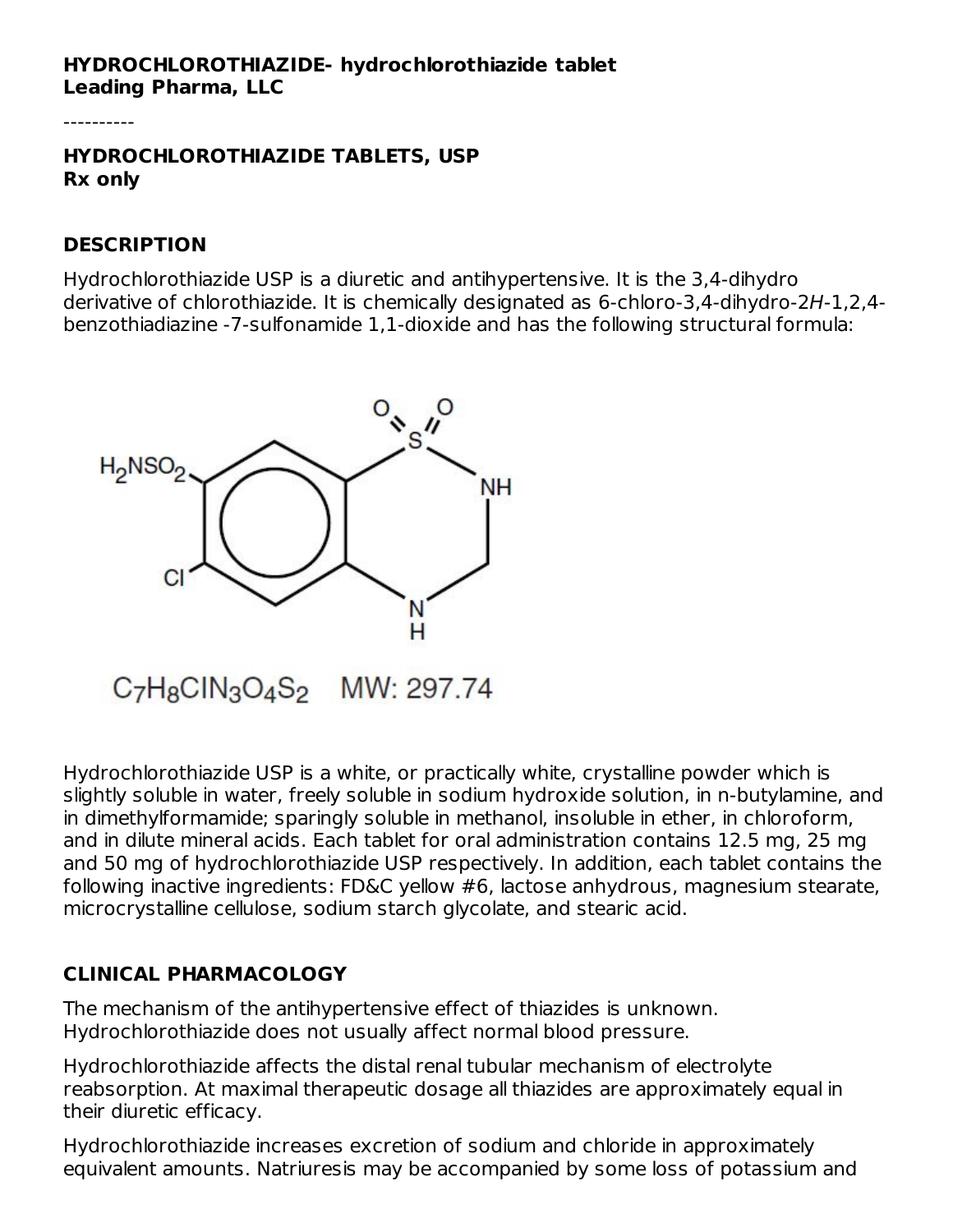**HYDROCHLOROTHIAZIDE- hydrochlorothiazide tablet**
**Leading Pharma, LLC**

----------

**HYDROCHLOROTHIAZIDE TABLETS, USP**
**Rx only**

## DESCRIPTION

Hydrochlorothiazide USP is a diuretic and antihypertensive. It is the 3,4-dihydro derivative of chlorothiazide. It is chemically designated as 6-chloro-3,4-dihydro-2*H*-1,2,4-benzothiadiazine -7-sulfonamide 1,1-dioxide and has the following structural formula:

$C_7H_8ClN_3O_4S_2$ MW: 297.74

Hydrochlorothiazide USP is a white, or practically white, crystalline powder which is slightly soluble in water, freely soluble in sodium hydroxide solution, in n-butylamine, and in dimethylformamide; sparingly soluble in methanol, insoluble in ether, in chloroform, and in dilute mineral acids. Each tablet for oral administration contains 12.5 mg, 25 mg and 50 mg of hydrochlorothiazide USP respectively. In addition, each tablet contains the following inactive ingredients: FD&C yellow #6, lactose anhydrous, magnesium stearate, microcrystalline cellulose, sodium starch glycolate, and stearic acid.

## CLINICAL PHARMACOLOGY

The mechanism of the antihypertensive effect of thiazides is unknown. Hydrochlorothiazide does not usually affect normal blood pressure.

Hydrochlorothiazide affects the distal renal tubular mechanism of electrolyte reabsorption. At maximal therapeutic dosage all thiazides are approximately equal in their diuretic efficacy.

Hydrochlorothiazide increases excretion of sodium and chloride in approximately equivalent amounts. Natriuresis may be accompanied by some loss of potassium and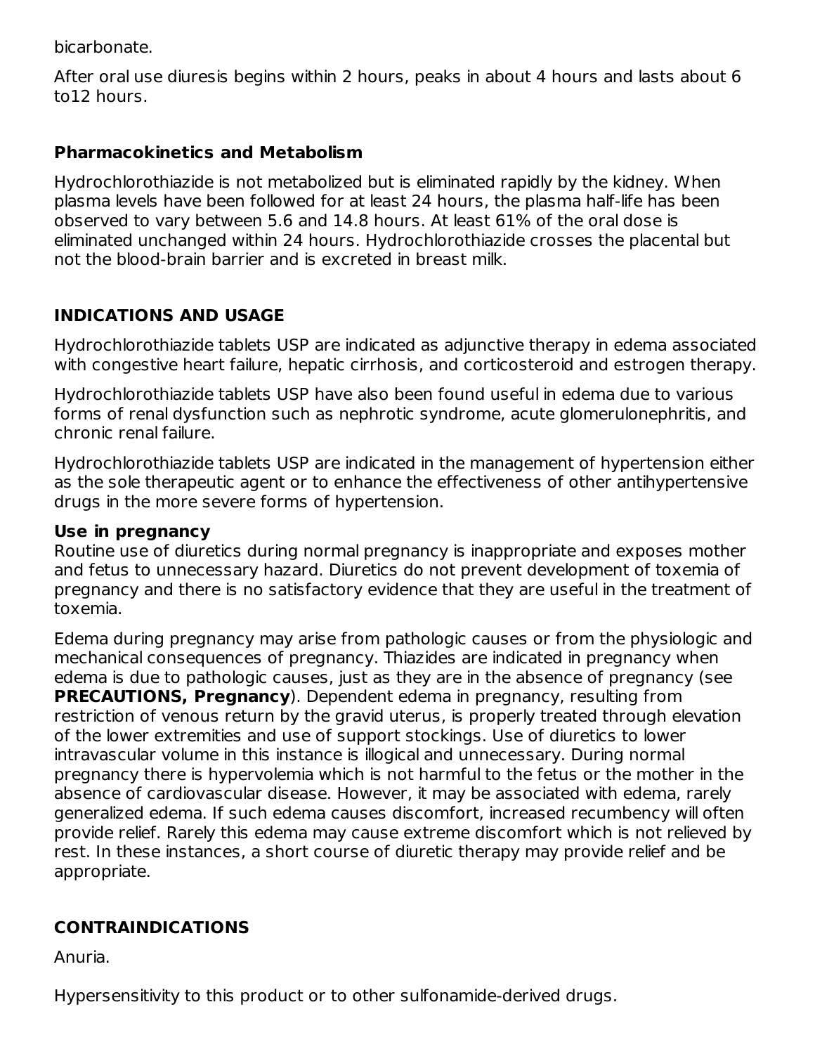bicarbonate.

After oral use diuresis begins within 2 hours, peaks in about 4 hours and lasts about 6 to12 hours.

### Pharmacokinetics and Metabolism

Hydrochlorothiazide is not metabolized but is eliminated rapidly by the kidney. When plasma levels have been followed for at least 24 hours, the plasma half-life has been observed to vary between 5.6 and 14.8 hours. At least 61% of the oral dose is eliminated unchanged within 24 hours. Hydrochlorothiazide crosses the placental but not the blood-brain barrier and is excreted in breast milk.

## INDICATIONS AND USAGE

Hydrochlorothiazide tablets USP are indicated as adjunctive therapy in edema associated with congestive heart failure, hepatic cirrhosis, and corticosteroid and estrogen therapy.

Hydrochlorothiazide tablets USP have also been found useful in edema due to various forms of renal dysfunction such as nephrotic syndrome, acute glomerulonephritis, and chronic renal failure.

Hydrochlorothiazide tablets USP are indicated in the management of hypertension either as the sole therapeutic agent or to enhance the effectiveness of other antihypertensive drugs in the more severe forms of hypertension.

### Use in pregnancy

Routine use of diuretics during normal pregnancy is inappropriate and exposes mother and fetus to unnecessary hazard. Diuretics do not prevent development of toxemia of pregnancy and there is no satisfactory evidence that they are useful in the treatment of toxemia.

Edema during pregnancy may arise from pathologic causes or from the physiologic and mechanical consequences of pregnancy. Thiazides are indicated in pregnancy when edema is due to pathologic causes, just as they are in the absence of pregnancy (see **PRECAUTIONS, Pregnancy**). Dependent edema in pregnancy, resulting from restriction of venous return by the gravid uterus, is properly treated through elevation of the lower extremities and use of support stockings. Use of diuretics to lower intravascular volume in this instance is illogical and unnecessary. During normal pregnancy there is hypervolemia which is not harmful to the fetus or the mother in the absence of cardiovascular disease. However, it may be associated with edema, rarely generalized edema. If such edema causes discomfort, increased recumbency will often provide relief. Rarely this edema may cause extreme discomfort which is not relieved by rest. In these instances, a short course of diuretic therapy may provide relief and be appropriate.

## CONTRAINDICATIONS

Anuria.

Hypersensitivity to this product or to other sulfonamide-derived drugs.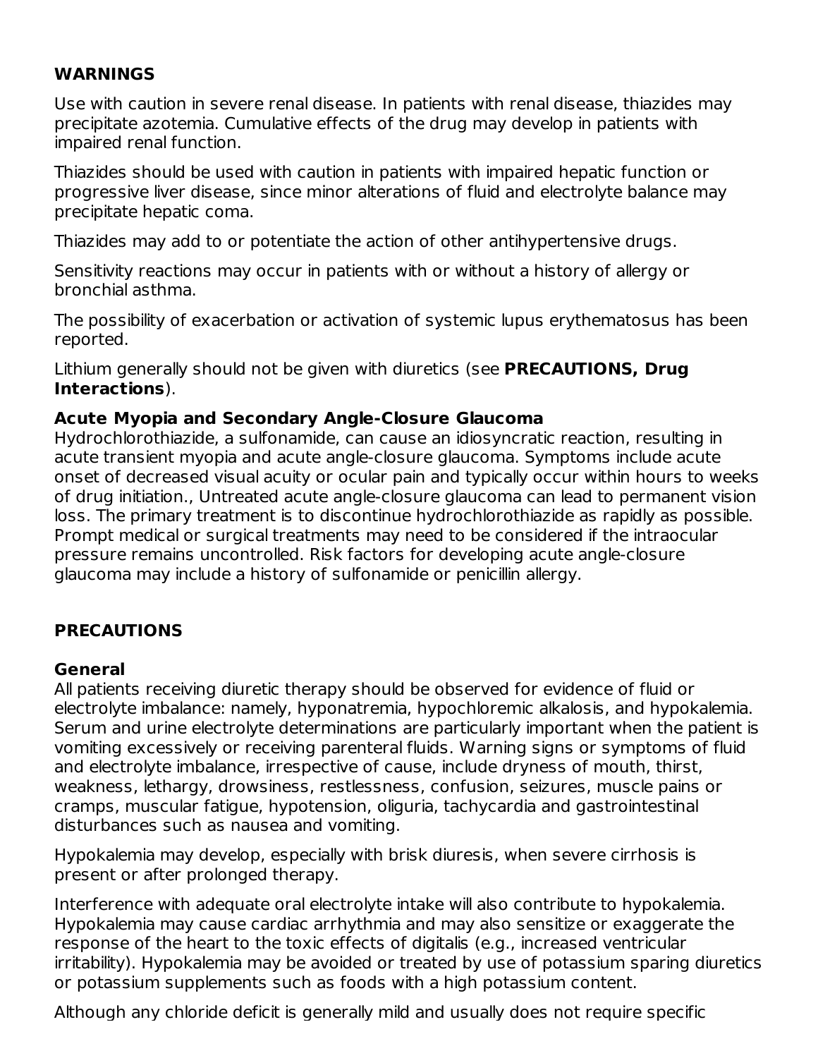## WARNINGS

Use with caution in severe renal disease. In patients with renal disease, thiazides may precipitate azotemia. Cumulative effects of the drug may develop in patients with impaired renal function.

Thiazides should be used with caution in patients with impaired hepatic function or progressive liver disease, since minor alterations of fluid and electrolyte balance may precipitate hepatic coma.

Thiazides may add to or potentiate the action of other antihypertensive drugs.

Sensitivity reactions may occur in patients with or without a history of allergy or bronchial asthma.

The possibility of exacerbation or activation of systemic lupus erythematosus has been reported.

Lithium generally should not be given with diuretics (see **PRECAUTIONS, Drug Interactions**).

### Acute Myopia and Secondary Angle-Closure Glaucoma

Hydrochlorothiazide, a sulfonamide, can cause an idiosyncratic reaction, resulting in acute transient myopia and acute angle-closure glaucoma. Symptoms include acute onset of decreased visual acuity or ocular pain and typically occur within hours to weeks of drug initiation., Untreated acute angle-closure glaucoma can lead to permanent vision loss. The primary treatment is to discontinue hydrochlorothiazide as rapidly as possible. Prompt medical or surgical treatments may need to be considered if the intraocular pressure remains uncontrolled. Risk factors for developing acute angle-closure glaucoma may include a history of sulfonamide or penicillin allergy.

## PRECAUTIONS

### General

All patients receiving diuretic therapy should be observed for evidence of fluid or electrolyte imbalance: namely, hyponatremia, hypochloremic alkalosis, and hypokalemia. Serum and urine electrolyte determinations are particularly important when the patient is vomiting excessively or receiving parenteral fluids. Warning signs or symptoms of fluid and electrolyte imbalance, irrespective of cause, include dryness of mouth, thirst, weakness, lethargy, drowsiness, restlessness, confusion, seizures, muscle pains or cramps, muscular fatigue, hypotension, oliguria, tachycardia and gastrointestinal disturbances such as nausea and vomiting.

Hypokalemia may develop, especially with brisk diuresis, when severe cirrhosis is present or after prolonged therapy.

Interference with adequate oral electrolyte intake will also contribute to hypokalemia. Hypokalemia may cause cardiac arrhythmia and may also sensitize or exaggerate the response of the heart to the toxic effects of digitalis (e.g., increased ventricular irritability). Hypokalemia may be avoided or treated by use of potassium sparing diuretics or potassium supplements such as foods with a high potassium content.

Although any chloride deficit is generally mild and usually does not require specific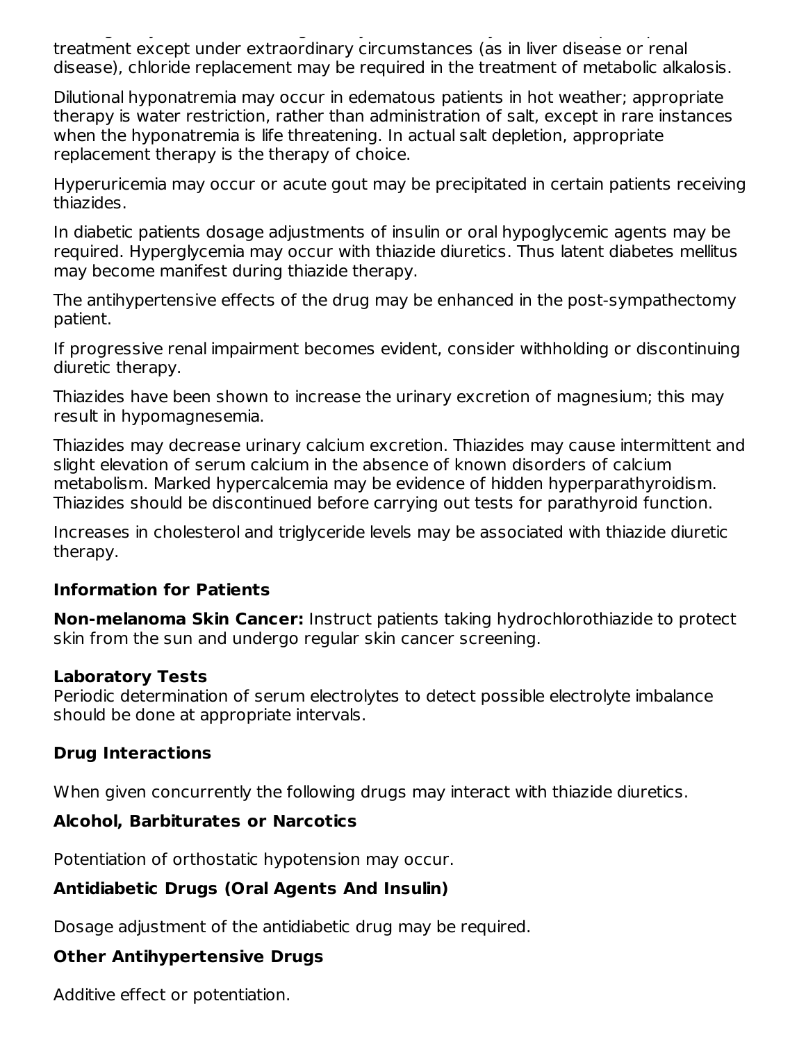treatment except under extraordinary circumstances (as in liver disease or renal disease), chloride replacement may be required in the treatment of metabolic alkalosis.

Dilutional hyponatremia may occur in edematous patients in hot weather; appropriate therapy is water restriction, rather than administration of salt, except in rare instances when the hyponatremia is life threatening. In actual salt depletion, appropriate replacement therapy is the therapy of choice.

Hyperuricemia may occur or acute gout may be precipitated in certain patients receiving thiazides.

In diabetic patients dosage adjustments of insulin or oral hypoglycemic agents may be required. Hyperglycemia may occur with thiazide diuretics. Thus latent diabetes mellitus may become manifest during thiazide therapy.

The antihypertensive effects of the drug may be enhanced in the post-sympathectomy patient.

If progressive renal impairment becomes evident, consider withholding or discontinuing diuretic therapy.

Thiazides have been shown to increase the urinary excretion of magnesium; this may result in hypomagnesemia.

Thiazides may decrease urinary calcium excretion. Thiazides may cause intermittent and slight elevation of serum calcium in the absence of known disorders of calcium metabolism. Marked hypercalcemia may be evidence of hidden hyperparathyroidism. Thiazides should be discontinued before carrying out tests for parathyroid function.

Increases in cholesterol and triglyceride levels may be associated with thiazide diuretic therapy.

### Information for Patients

**Non-melanoma Skin Cancer:** Instruct patients taking hydrochlorothiazide to protect skin from the sun and undergo regular skin cancer screening.

### Laboratory Tests

Periodic determination of serum electrolytes to detect possible electrolyte imbalance should be done at appropriate intervals.

### Drug Interactions

When given concurrently the following drugs may interact with thiazide diuretics.

#### Alcohol, Barbiturates or Narcotics

Potentiation of orthostatic hypotension may occur.

#### Antidiabetic Drugs (Oral Agents And Insulin)

Dosage adjustment of the antidiabetic drug may be required.

#### Other Antihypertensive Drugs

Additive effect or potentiation.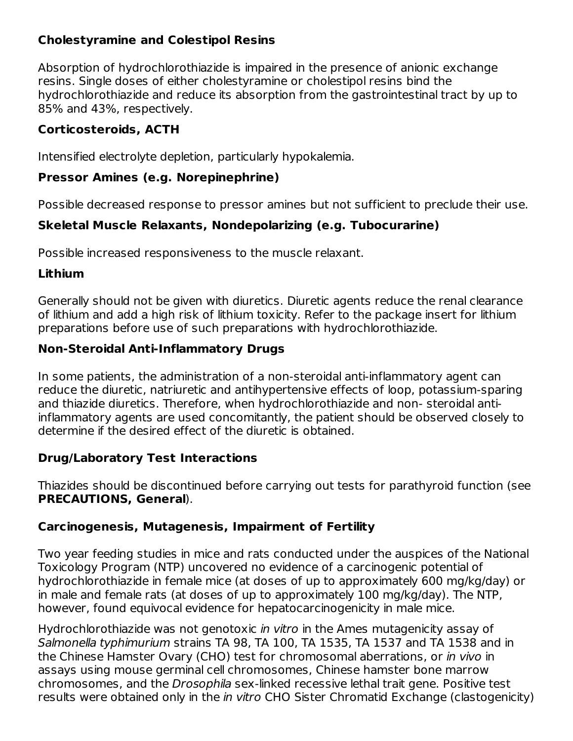### Cholestyramine and Colestipol Resins

Absorption of hydrochlorothiazide is impaired in the presence of anionic exchange resins. Single doses of either cholestyramine or cholestipol resins bind the hydrochlorothiazide and reduce its absorption from the gastrointestinal tract by up to 85% and 43%, respectively.

### Corticosteroids, ACTH

Intensified electrolyte depletion, particularly hypokalemia.

### Pressor Amines (e.g. Norepinephrine)

Possible decreased response to pressor amines but not sufficient to preclude their use.

### Skeletal Muscle Relaxants, Nondepolarizing (e.g. Tubocurarine)

Possible increased responsiveness to the muscle relaxant.

### Lithium

Generally should not be given with diuretics. Diuretic agents reduce the renal clearance of lithium and add a high risk of lithium toxicity. Refer to the package insert for lithium preparations before use of such preparations with hydrochlorothiazide.

### Non-Steroidal Anti-Inflammatory Drugs

In some patients, the administration of a non-steroidal anti-inflammatory agent can reduce the diuretic, natriuretic and antihypertensive effects of loop, potassium-sparing and thiazide diuretics. Therefore, when hydrochlorothiazide and non- steroidal anti-inflammatory agents are used concomitantly, the patient should be observed closely to determine if the desired effect of the diuretic is obtained.

## Drug/Laboratory Test Interactions

Thiazides should be discontinued before carrying out tests for parathyroid function (see **PRECAUTIONS, General**).

## Carcinogenesis, Mutagenesis, Impairment of Fertility

Two year feeding studies in mice and rats conducted under the auspices of the National Toxicology Program (NTP) uncovered no evidence of a carcinogenic potential of hydrochlorothiazide in female mice (at doses of up to approximately 600 mg/kg/day) or in male and female rats (at doses of up to approximately 100 mg/kg/day). The NTP, however, found equivocal evidence for hepatocarcinogenicity in male mice.

Hydrochlorothiazide was not genotoxic *in vitro* in the Ames mutagenicity assay of *Salmonella typhimurium* strains TA 98, TA 100, TA 1535, TA 1537 and TA 1538 and in the Chinese Hamster Ovary (CHO) test for chromosomal aberrations, or *in vivo* in assays using mouse germinal cell chromosomes, Chinese hamster bone marrow chromosomes, and the *Drosophila* sex-linked recessive lethal trait gene. Positive test results were obtained only in the *in vitro* CHO Sister Chromatid Exchange (clastogenicity)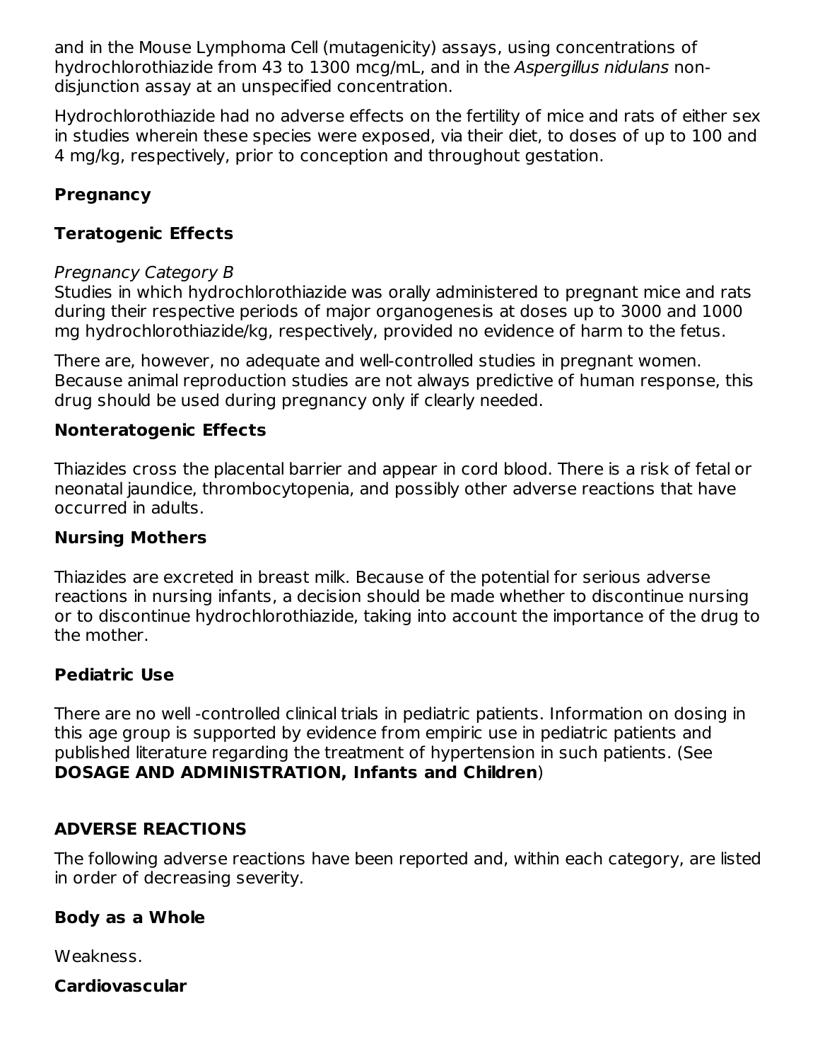and in the Mouse Lymphoma Cell (mutagenicity) assays, using concentrations of hydrochlorothiazide from 43 to 1300 mcg/mL, and in the *Aspergillus nidulans* non-disjunction assay at an unspecified concentration.

Hydrochlorothiazide had no adverse effects on the fertility of mice and rats of either sex in studies wherein these species were exposed, via their diet, to doses of up to 100 and 4 mg/kg, respectively, prior to conception and throughout gestation.

### Pregnancy

### Teratogenic Effects

*Pregnancy Category B*

Studies in which hydrochlorothiazide was orally administered to pregnant mice and rats during their respective periods of major organogenesis at doses up to 3000 and 1000 mg hydrochlorothiazide/kg, respectively, provided no evidence of harm to the fetus.

There are, however, no adequate and well-controlled studies in pregnant women. Because animal reproduction studies are not always predictive of human response, this drug should be used during pregnancy only if clearly needed.

### Nonteratogenic Effects

Thiazides cross the placental barrier and appear in cord blood. There is a risk of fetal or neonatal jaundice, thrombocytopenia, and possibly other adverse reactions that have occurred in adults.

### Nursing Mothers

Thiazides are excreted in breast milk. Because of the potential for serious adverse reactions in nursing infants, a decision should be made whether to discontinue nursing or to discontinue hydrochlorothiazide, taking into account the importance of the drug to the mother.

### Pediatric Use

There are no well -controlled clinical trials in pediatric patients. Information on dosing in this age group is supported by evidence from empiric use in pediatric patients and published literature regarding the treatment of hypertension in such patients. (See **DOSAGE AND ADMINISTRATION, Infants and Children**)

## ADVERSE REACTIONS

The following adverse reactions have been reported and, within each category, are listed in order of decreasing severity.

### Body as a Whole

Weakness.

### Cardiovascular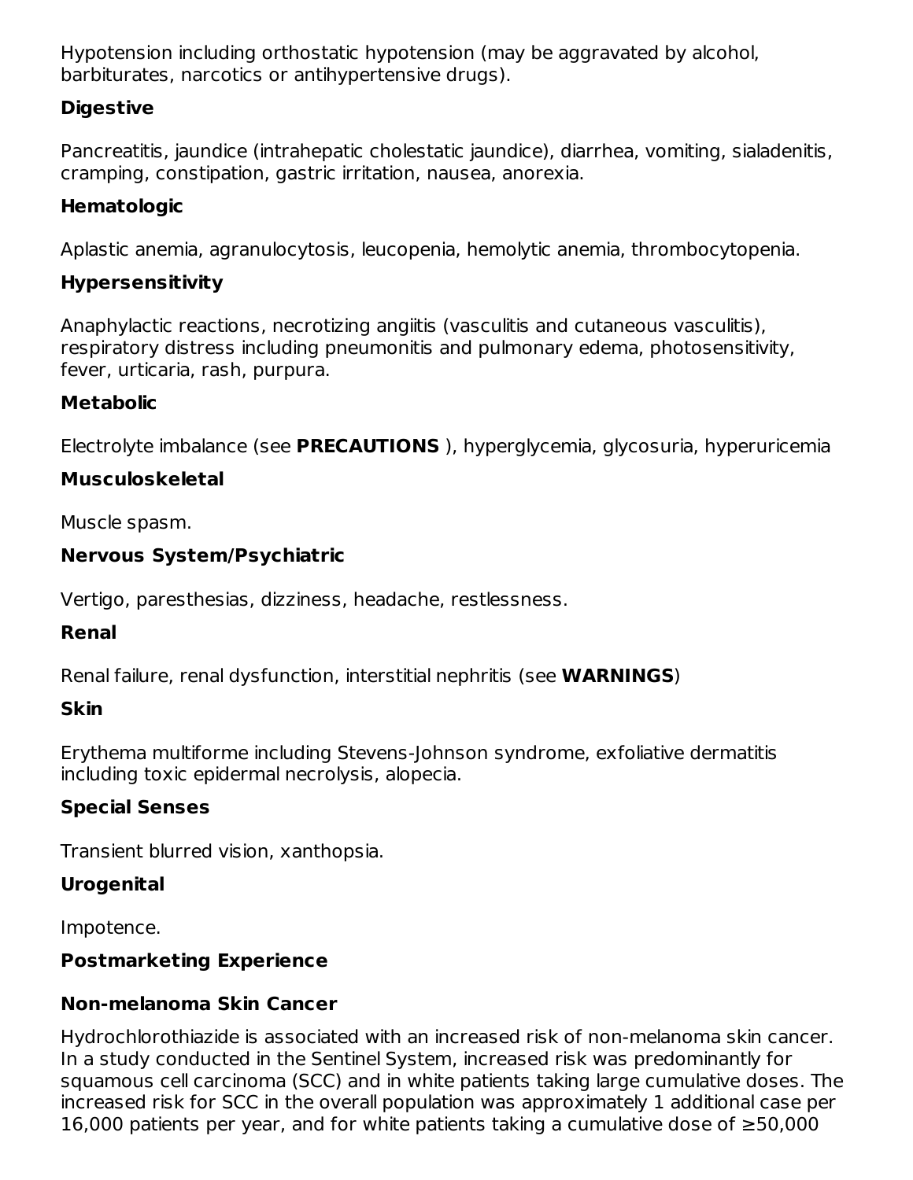Hypotension including orthostatic hypotension (may be aggravated by alcohol, barbiturates, narcotics or antihypertensive drugs).

**Digestive**

Pancreatitis, jaundice (intrahepatic cholestatic jaundice), diarrhea, vomiting, sialadenitis, cramping, constipation, gastric irritation, nausea, anorexia.

**Hematologic**

Aplastic anemia, agranulocytosis, leucopenia, hemolytic anemia, thrombocytopenia.

**Hypersensitivity**

Anaphylactic reactions, necrotizing angiitis (vasculitis and cutaneous vasculitis), respiratory distress including pneumonitis and pulmonary edema, photosensitivity, fever, urticaria, rash, purpura.

**Metabolic**

Electrolyte imbalance (see **PRECAUTIONS** ), hyperglycemia, glycosuria, hyperuricemia

**Musculoskeletal**

Muscle spasm.

**Nervous System/Psychiatric**

Vertigo, paresthesias, dizziness, headache, restlessness.

**Renal**

Renal failure, renal dysfunction, interstitial nephritis (see **WARNINGS**)

**Skin**

Erythema multiforme including Stevens-Johnson syndrome, exfoliative dermatitis including toxic epidermal necrolysis, alopecia.

**Special Senses**

Transient blurred vision, xanthopsia.

**Urogenital**

Impotence.

**Postmarketing Experience**

**Non-melanoma Skin Cancer**

Hydrochlorothiazide is associated with an increased risk of non-melanoma skin cancer. In a study conducted in the Sentinel System, increased risk was predominantly for squamous cell carcinoma (SCC) and in white patients taking large cumulative doses. The increased risk for SCC in the overall population was approximately 1 additional case per 16,000 patients per year, and for white patients taking a cumulative dose of ≥50,000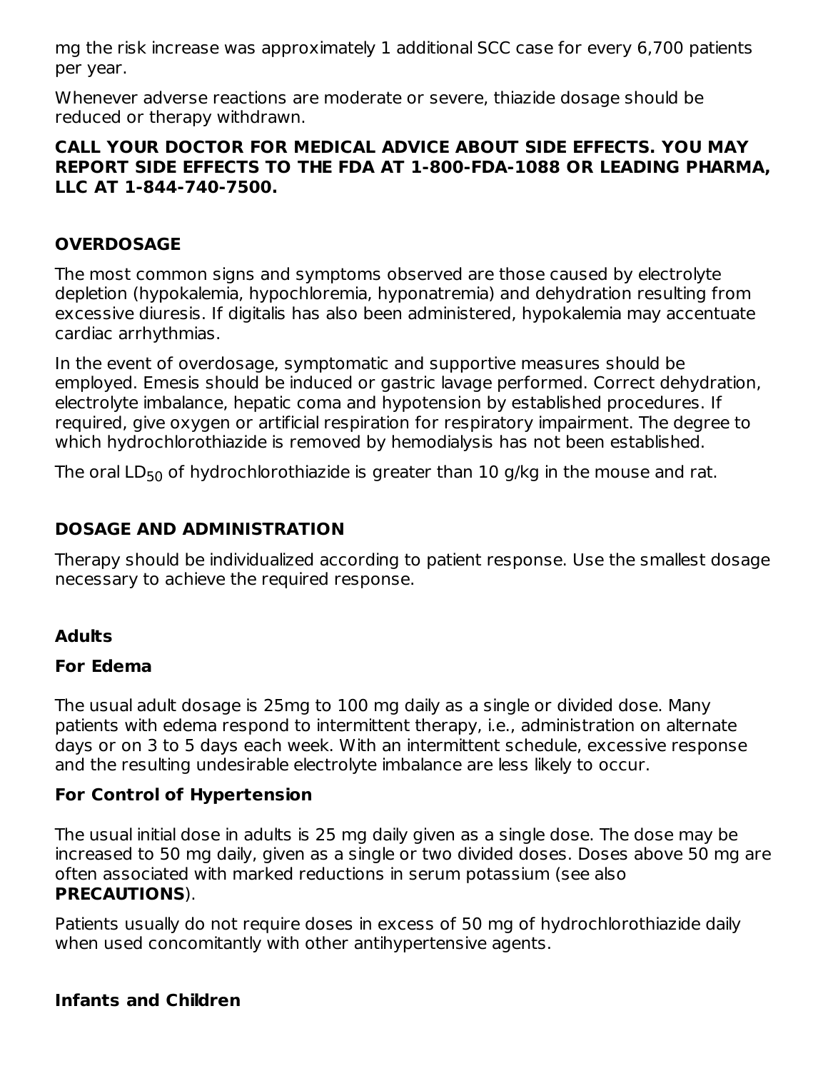mg the risk increase was approximately 1 additional SCC case for every 6,700 patients per year.

Whenever adverse reactions are moderate or severe, thiazide dosage should be reduced or therapy withdrawn.

**CALL YOUR DOCTOR FOR MEDICAL ADVICE ABOUT SIDE EFFECTS. YOU MAY REPORT SIDE EFFECTS TO THE FDA AT 1-800-FDA-1088 OR LEADING PHARMA, LLC AT 1-844-740-7500.**

## OVERDOSAGE

The most common signs and symptoms observed are those caused by electrolyte depletion (hypokalemia, hypochloremia, hyponatremia) and dehydration resulting from excessive diuresis. If digitalis has also been administered, hypokalemia may accentuate cardiac arrhythmias.

In the event of overdosage, symptomatic and supportive measures should be employed. Emesis should be induced or gastric lavage performed. Correct dehydration, electrolyte imbalance, hepatic coma and hypotension by established procedures. If required, give oxygen or artificial respiration for respiratory impairment. The degree to which hydrochlorothiazide is removed by hemodialysis has not been established.

The oral $LD_{50}$ of hydrochlorothiazide is greater than 10 g/kg in the mouse and rat.

## DOSAGE AND ADMINISTRATION

Therapy should be individualized according to patient response. Use the smallest dosage necessary to achieve the required response.

### Adults

#### For Edema

The usual adult dosage is 25mg to 100 mg daily as a single or divided dose. Many patients with edema respond to intermittent therapy, i.e., administration on alternate days or on 3 to 5 days each week. With an intermittent schedule, excessive response and the resulting undesirable electrolyte imbalance are less likely to occur.

#### For Control of Hypertension

The usual initial dose in adults is 25 mg daily given as a single dose. The dose may be increased to 50 mg daily, given as a single or two divided doses. Doses above 50 mg are often associated with marked reductions in serum potassium (see also **PRECAUTIONS**).

Patients usually do not require doses in excess of 50 mg of hydrochlorothiazide daily when used concomitantly with other antihypertensive agents.

### Infants and Children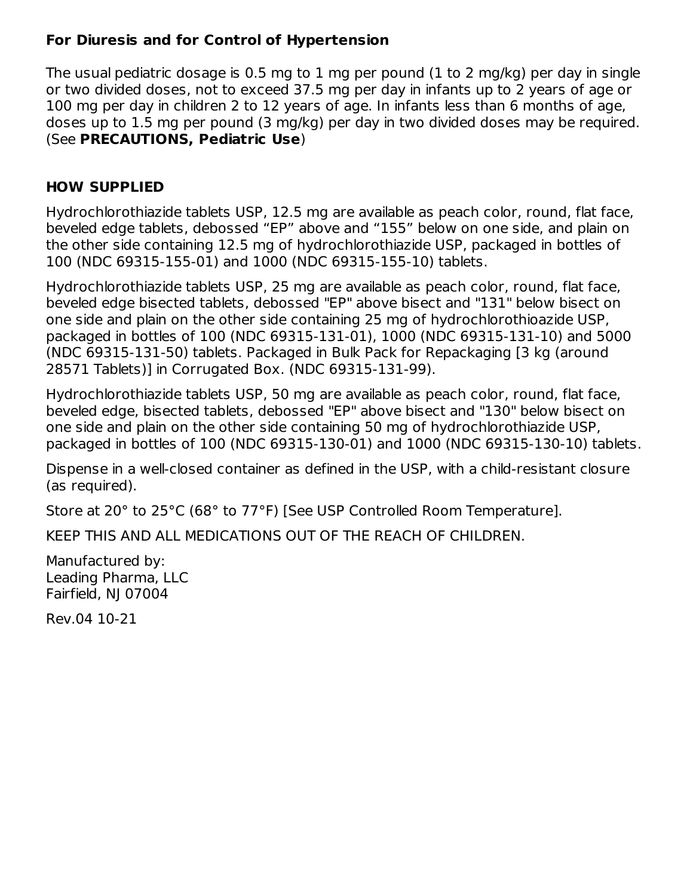**For Diuresis and for Control of Hypertension**

The usual pediatric dosage is 0.5 mg to 1 mg per pound (1 to 2 mg/kg) per day in single or two divided doses, not to exceed 37.5 mg per day in infants up to 2 years of age or 100 mg per day in children 2 to 12 years of age. In infants less than 6 months of age, doses up to 1.5 mg per pound (3 mg/kg) per day in two divided doses may be required. (See **PRECAUTIONS, Pediatric Use**)

## HOW SUPPLIED

Hydrochlorothiazide tablets USP, 12.5 mg are available as peach color, round, flat face, beveled edge tablets, debossed “EP” above and “155” below on one side, and plain on the other side containing 12.5 mg of hydrochlorothiazide USP, packaged in bottles of 100 (NDC 69315-155-01) and 1000 (NDC 69315-155-10) tablets.

Hydrochlorothiazide tablets USP, 25 mg are available as peach color, round, flat face, beveled edge bisected tablets, debossed "EP" above bisect and "131" below bisect on one side and plain on the other side containing 25 mg of hydrochlorothioazide USP, packaged in bottles of 100 (NDC 69315-131-01), 1000 (NDC 69315-131-10) and 5000 (NDC 69315-131-50) tablets. Packaged in Bulk Pack for Repackaging [3 kg (around 28571 Tablets)] in Corrugated Box. (NDC 69315-131-99).

Hydrochlorothiazide tablets USP, 50 mg are available as peach color, round, flat face, beveled edge, bisected tablets, debossed "EP" above bisect and "130" below bisect on one side and plain on the other side containing 50 mg of hydrochlorothiazide USP, packaged in bottles of 100 (NDC 69315-130-01) and 1000 (NDC 69315-130-10) tablets.

Dispense in a well-closed container as defined in the USP, with a child-resistant closure (as required).

Store at 20° to 25°C (68° to 77°F) [See USP Controlled Room Temperature].

KEEP THIS AND ALL MEDICATIONS OUT OF THE REACH OF CHILDREN.

Manufactured by:
Leading Pharma, LLC
Fairfield, NJ 07004

Rev.04 10-21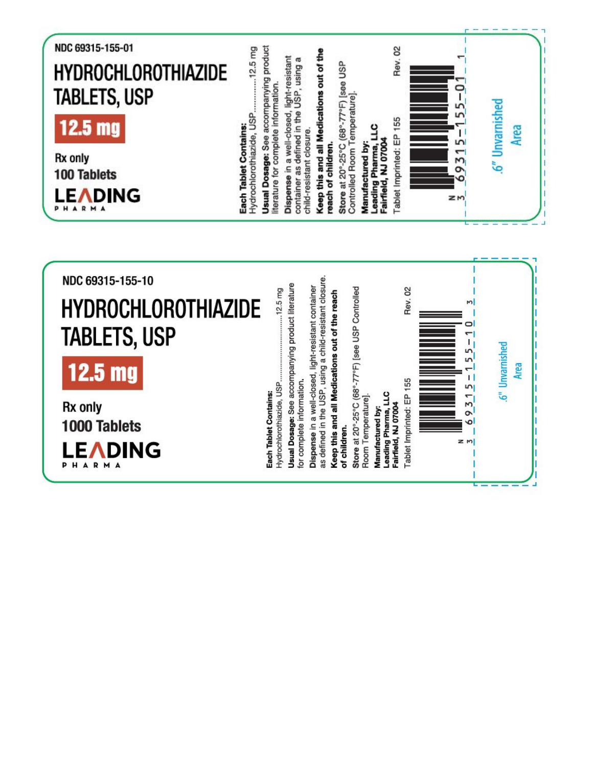NDC 69315-155-01

# HYDROCHLOROTHIAZIDE TABLETS, USP

**12.5 mg**

Rx only

**100 Tablets**

LEADING PHARMA

**Each Tablet Contains:**
Hydrochlorothiazide, USP..................12.5 mg

**Usual Dosage:** See accompanying product literature for complete information.

**Dispense** in a well-closed, light-resistant container as defined in the USP, using a child-resistant closure.

**Keep this and all Medications out of the reach of children.**

**Store** at 20°-25°C (68°-77°F) [see USP Controlled Room Temperature].

**Manufactured by:**
**Leading Pharma, LLC**
**Fairfield, NJ 07004**

Tablet Imprinted: EP 155

Rev. 02

N 3 69315-155-01 1

.6" Unvarnished Area

---

NDC 69315-155-10

# HYDROCHLOROTHIAZIDE TABLETS, USP

**12.5 mg**

Rx only

**1000 Tablets**

LEADING PHARMA

**Each Tablet Contains:**
Hydrochlorothiazide, USP..................12.5 mg

**Usual Dosage:** See accompanying product literature for complete information.

**Dispense** in a well-closed, light-resistant container as defined in the USP, using a child-resistant closure.

**Keep this and all Medications out of the reach of children.**

**Store** at 20°-25°C (68°-77°F) [see USP Controlled Room Temperature].

**Manufactured by:**
**Leading Pharma, LLC**
**Fairfield, NJ 07004**

Tablet Imprinted: EP 155

Rev. 02

N 3 69315-155-10 3

.6" Unvarnished Area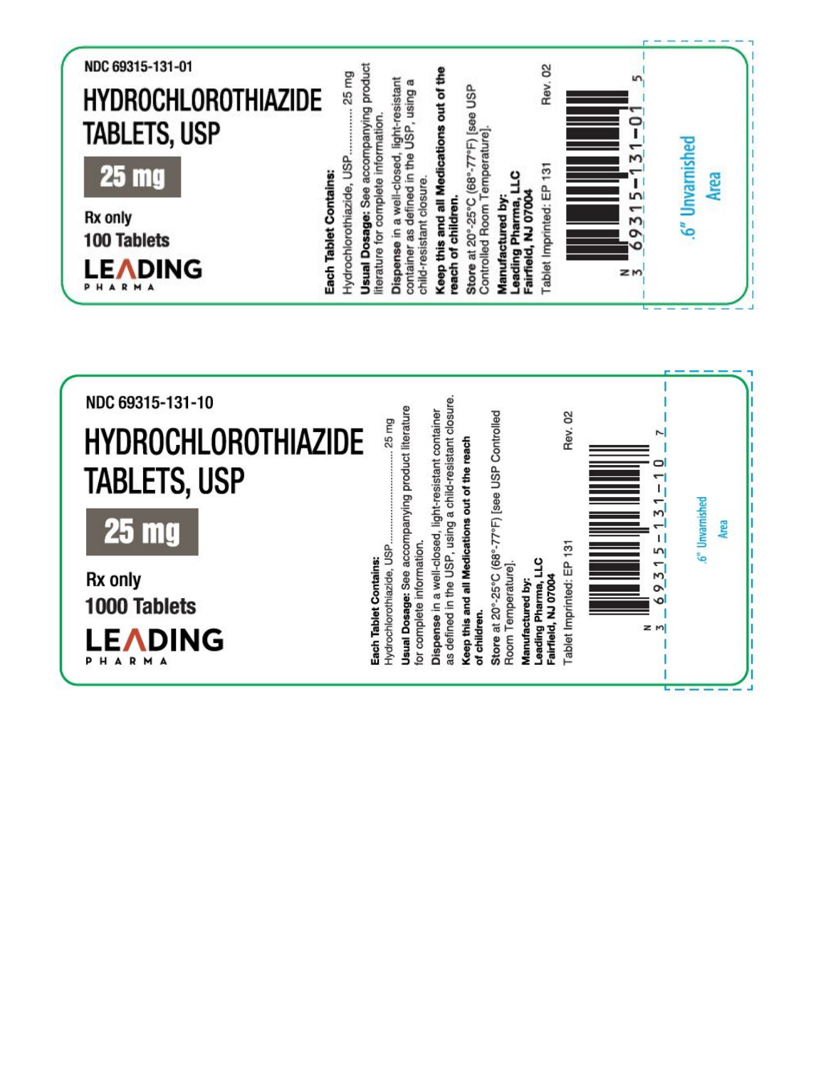NDC 69315-131-01

# HYDROCHLOROTHIAZIDE TABLETS, USP

**25 mg**

Rx only

100 Tablets

LEADING PHARMA

**Each Tablet Contains:**
Hydrochlorothiazide, USP............... 25 mg

**Usual Dosage:** See accompanying product literature for complete information.

**Dispense** in a well-closed, light-resistant container as defined in the USP, using a child-resistant closure.

**Keep this and all Medications out of the reach of children.**

**Store** at 20°-25°C (68°-77°F) [see USP Controlled Room Temperature].

**Manufactured by:**
**Leading Pharma, LLC**
**Fairfield, NJ 07004**

Tablet Imprinted: EP 131

Rev. 02

N 3 69315-131-01 5

.6" Unvarnished Area

---

NDC 69315-131-10

# HYDROCHLOROTHIAZIDE TABLETS, USP

**25 mg**

Rx only

1000 Tablets

LEADING PHARMA

**Each Tablet Contains:**
Hydrochlorothiazide, USP............................ 25 mg

**Usual Dosage:** See accompanying product literature for complete information.

**Dispense** in a well-closed, light-resistant container as defined in the USP, using a child-resistant closure.

**Keep this and all Medications out of the reach of children.**

**Store** at 20°-25°C (68°-77°F) [see USP Controlled Room Temperature].

**Manufactured by:**
**Leading Pharma, LLC**
**Fairfield, NJ 07004**

Tablet Imprinted: EP 131

Rev. 02

N 3 69315-131-10 7

.6" Unvarnished Area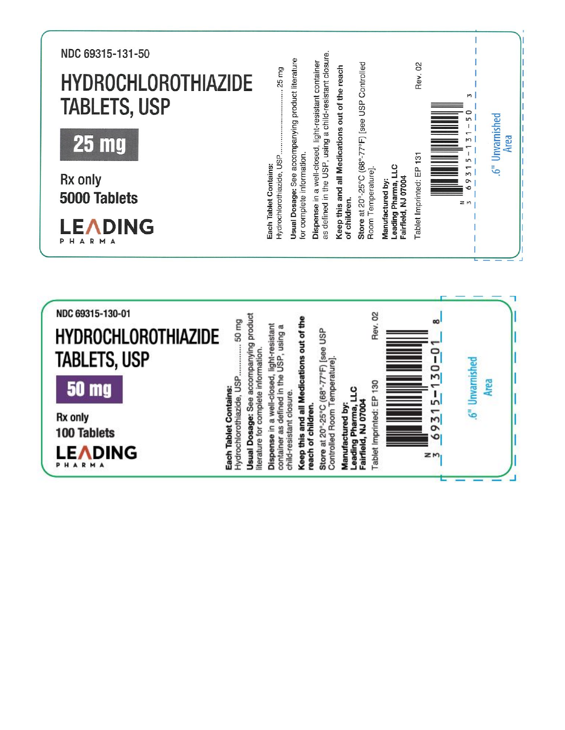NDC 69315-131-50

# HYDROCHLOROTHIAZIDE TABLETS, USP

**25 mg**

Rx only

**5000 Tablets**

LEADING PHARMA

**Each Tablet Contains:**
Hydrochlorothiazide, USP............................25 mg

**Usual Dosage:** See accompanying product literature for complete information.

**Dispense** in a well-closed, light-resistant container as defined in the USP, using a child-resistant closure.

**Keep this and all Medications out of the reach of children.**

**Store** at 20°-25°C (68°-77°F) [see USP Controlled Room Temperature].

**Manufactured by:**
**Leading Pharma, LLC**
**Fairfield, NJ 07004**

Tablet Imprinted: EP 131

Rev. 02

N 3 69315-131-50 3

.6" Unvarnished Area

---

NDC 69315-130-01

# HYDROCHLOROTHIAZIDE TABLETS, USP

**50 mg**

Rx only

**100 Tablets**

LEADING PHARMA

**Each Tablet Contains:**
Hydrochlorothiazide, USP..............50 mg

**Usual Dosage:** See accompanying product literature for complete information.

**Dispense** in a well-closed, light-resistant container as defined in the USP, using a child-resistant closure.

**Keep this and all Medications out of the reach of children.**

**Store** at 20°-25°C (68°-77°F) [see USP Controlled Room Temperature].

**Manufactured by:**
**Leading Pharma, LLC**
**Fairfield, NJ 07004**

Tablet Imprinted: EP 130

Rev. 02

N 3 69315-130-01 8

.6" Unvarnished Area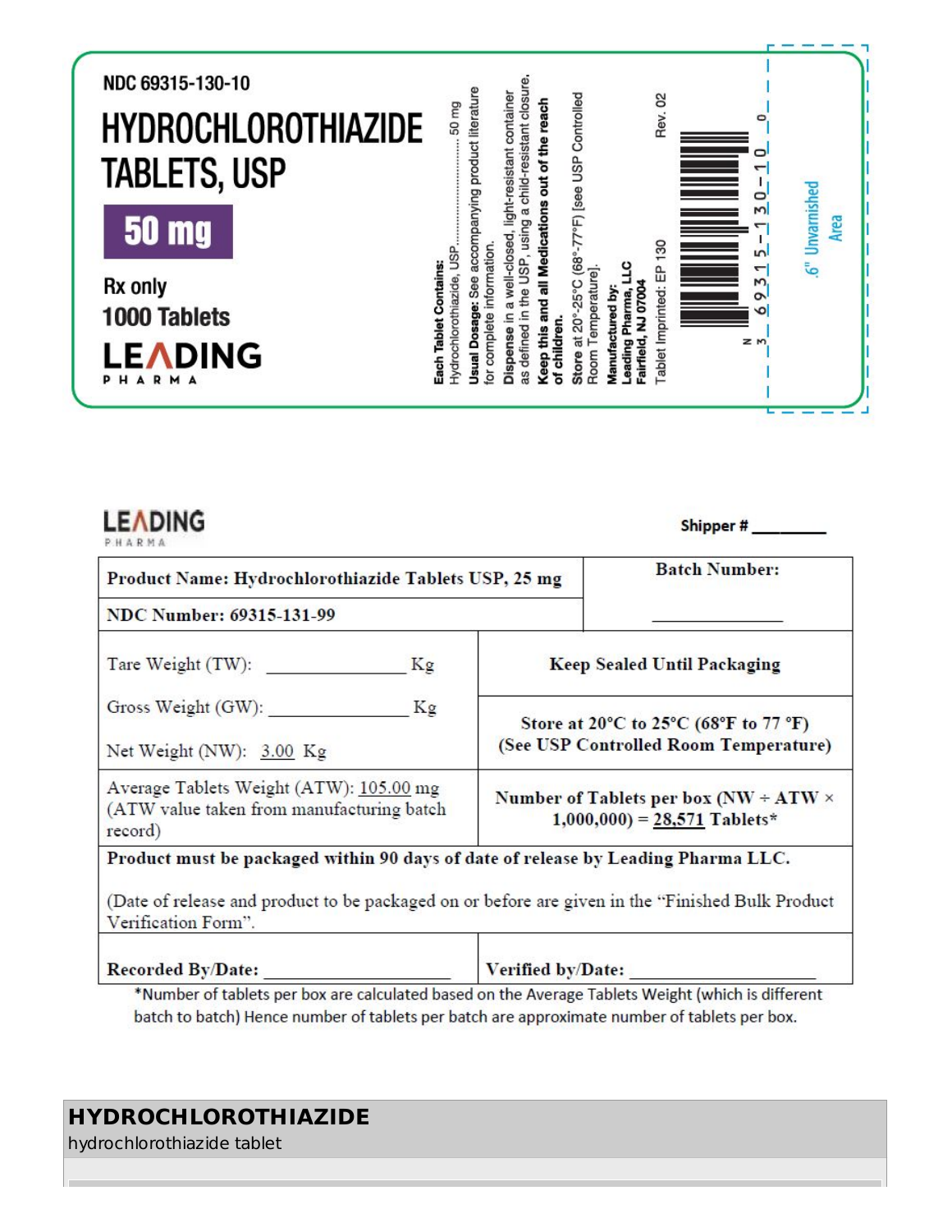NDC 69315-130-10

**HYDROCHLOROTHIAZIDE TABLETS, USP**

**50 mg**

Rx only

1000 Tablets

LEADING PHARMA

**Each Tablet Contains:**
Hydrochlorothiazide, USP.............................. 50 mg

**Usual Dosage:** See accompanying product literature for complete information.

**Dispense** in a well-closed, light-resistant container as defined in the USP, using a child-resistant closure.

**Keep this and all Medications out of the reach of children.**

**Store** at 20°-25°C (68°-77°F) [see USP Controlled Room Temperature].

**Manufactured by:**
**Leading Pharma, LLC**
**Fairfield, NJ 07004**

Tablet Imprinted: EP 130

Rev. 02

N 3 69315-130-10 0

.6" Unvarnished Area

---

LEADING PHARMA

Shipper # ________

| **Product Name: Hydrochlorothiazide Tablets USP, 25 mg** | | **Batch Number:** ______________ |
|---|---|---|
| **NDC Number: 69315-131-99** | | |
| Tare Weight (TW): ______________ Kg | **Keep Sealed Until Packaging** | |
| Gross Weight (GW): ______________ Kg<br>Net Weight (NW): 3.00 Kg | **Store at 20°C to 25°C (68°F to 77 °F) (See USP Controlled Room Temperature)** | |
| Average Tablets Weight (ATW): 105.00 mg (ATW value taken from manufacturing batch record) | **Number of Tablets per box (NW ÷ ATW × 1,000,000) = 28,571 Tablets*** | |
| **Product must be packaged within 90 days of date of release by Leading Pharma LLC.**<br>(Date of release and product to be packaged on or before are given in the "Finished Bulk Product Verification Form". | | |
| **Recorded By/Date:** ______________ | **Verified by/Date:** ______________ | |

*Number of tablets per box are calculated based on the Average Tablets Weight (which is different batch to batch) Hence number of tablets per batch are approximate number of tablets per box.

## HYDROCHLOROTHIAZIDE

hydrochlorothiazide tablet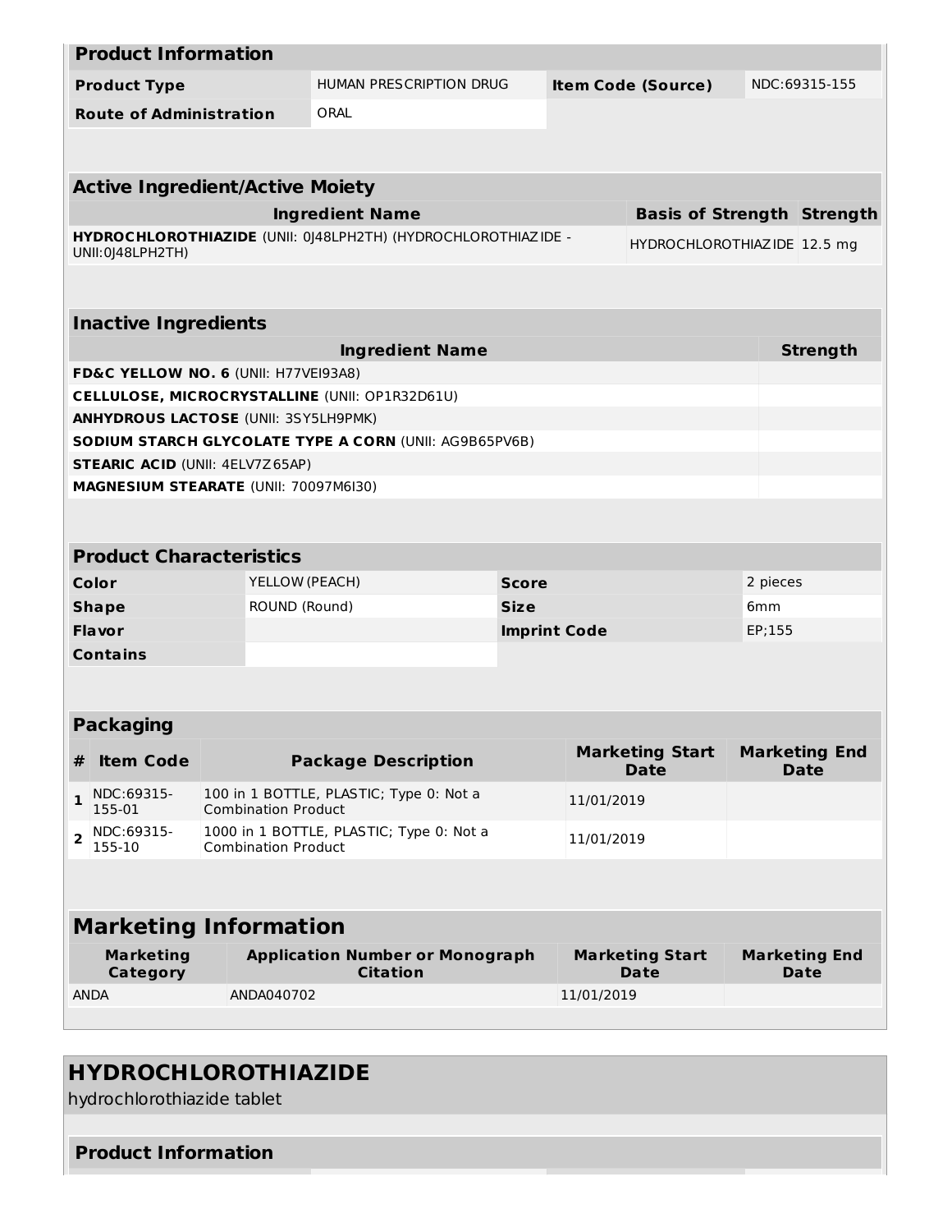| Product Information | | | |
|---|---|---|---|
| **Product Type** | HUMAN PRESCRIPTION DRUG | **Item Code (Source)** | NDC:69315-155 |
| **Route of Administration** | ORAL | | |

| Active Ingredient/Active Moiety | | |
|---|---|---|
| **Ingredient Name** | **Basis of Strength** | **Strength** |
| **HYDROCHLOROTHIAZIDE** (UNII: 0J48LPH2TH) (HYDROCHLOROTHIAZIDE - UNII:0J48LPH2TH) | HYDROCHLOROTHIAZIDE | 12.5 mg |

| Inactive Ingredients | |
|---|---|
| **Ingredient Name** | **Strength** |
| **FD&C YELLOW NO. 6** (UNII: H77VEI93A8) | |
| **CELLULOSE, MICROCRYSTALLINE** (UNII: OP1R32D61U) | |
| **ANHYDROUS LACTOSE** (UNII: 3SY5LH9PMK) | |
| **SODIUM STARCH GLYCOLATE TYPE A CORN** (UNII: AG9B65PV6B) | |
| **STEARIC ACID** (UNII: 4ELV7Z65AP) | |
| **MAGNESIUM STEARATE** (UNII: 70097M6I30) | |

| Product Characteristics | | | |
|---|---|---|---|
| **Color** | YELLOW (PEACH) | **Score** | 2 pieces |
| **Shape** | ROUND (Round) | **Size** | 6mm |
| **Flavor** | | **Imprint Code** | EP;155 |
| **Contains** | | | |

| Packaging | | | | |
|---|---|---|---|---|
| **#** | **Item Code** | **Package Description** | **Marketing Start Date** | **Marketing End Date** |
| **1** | NDC:69315-155-01 | 100 in 1 BOTTLE, PLASTIC; Type 0: Not a Combination Product | 11/01/2019 | |
| **2** | NDC:69315-155-10 | 1000 in 1 BOTTLE, PLASTIC; Type 0: Not a Combination Product | 11/01/2019 | |

| Marketing Information | | | |
|---|---|---|---|
| **Marketing Category** | **Application Number or Monograph Citation** | **Marketing Start Date** | **Marketing End Date** |
| ANDA | ANDA040702 | 11/01/2019 | |

## HYDROCHLOROTHIAZIDE

hydrochlorothiazide tablet

| Product Information |
|---|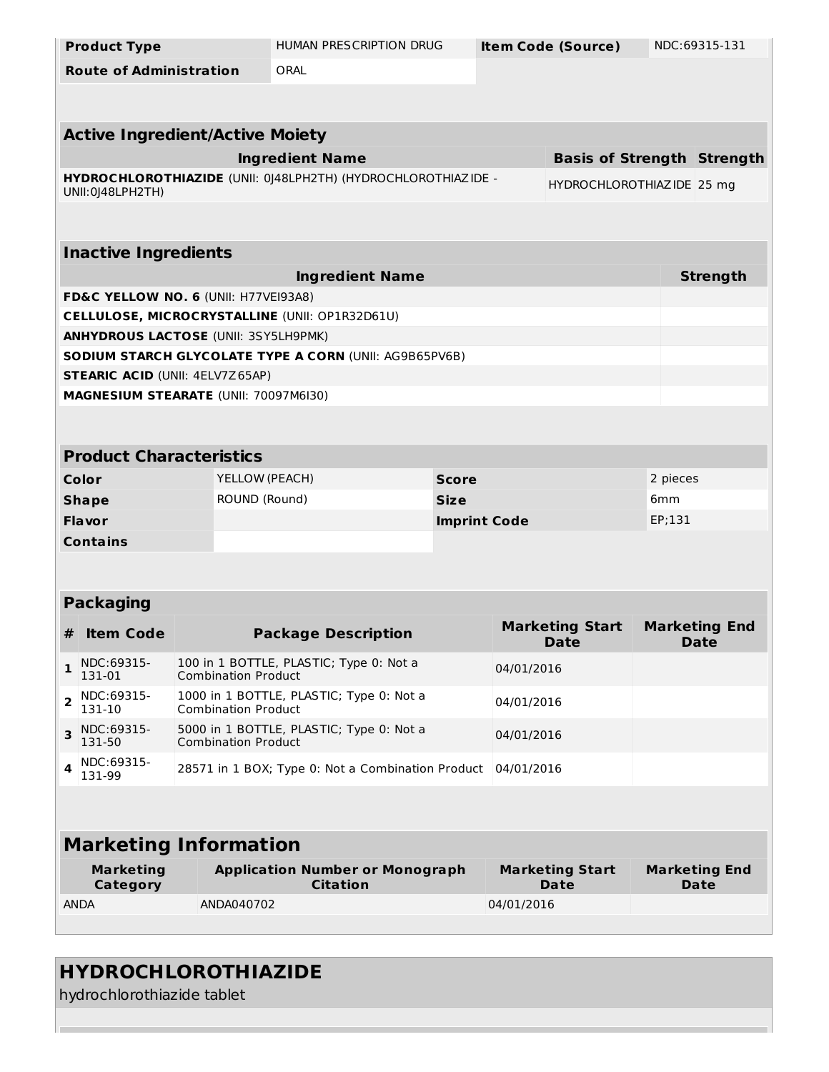| Product Type | HUMAN PRESCRIPTION DRUG | Item Code (Source) | NDC:69315-131 |
| --- | --- | --- | --- |
| Route of Administration | ORAL | | |

| Active Ingredient/Active Moiety | | |
| --- | --- | --- |
| **Ingredient Name** | **Basis of Strength** | **Strength** |
| **HYDROCHLOROTHIAZIDE** (UNII: 0J48LPH2TH) (HYDROCHLOROTHIAZIDE - UNII:0J48LPH2TH) | HYDROCHLOROTHIAZIDE | 25 mg |

| Inactive Ingredients | |
| --- | --- |
| **Ingredient Name** | **Strength** |
| **FD&C YELLOW NO. 6** (UNII: H77VEI93A8) | |
| **CELLULOSE, MICROCRYSTALLINE** (UNII: OP1R32D61U) | |
| **ANHYDROUS LACTOSE** (UNII: 3SY5LH9PMK) | |
| **SODIUM STARCH GLYCOLATE TYPE A CORN** (UNII: AG9B65PV6B) | |
| **STEARIC ACID** (UNII: 4ELV7Z65AP) | |
| **MAGNESIUM STEARATE** (UNII: 70097M6I30) | |

| Product Characteristics | | | |
| --- | --- | --- | --- |
| **Color** | YELLOW (PEACH) | **Score** | 2 pieces |
| **Shape** | ROUND (Round) | **Size** | 6mm |
| **Flavor** | | **Imprint Code** | EP;131 |
| **Contains** | | | |

| Packaging | | | | |
| --- | --- | --- | --- | --- |
| **#** | **Item Code** | **Package Description** | **Marketing Start Date** | **Marketing End Date** |
| **1** | NDC:69315-131-01 | 100 in 1 BOTTLE, PLASTIC; Type 0: Not a Combination Product | 04/01/2016 | |
| **2** | NDC:69315-131-10 | 1000 in 1 BOTTLE, PLASTIC; Type 0: Not a Combination Product | 04/01/2016 | |
| **3** | NDC:69315-131-50 | 5000 in 1 BOTTLE, PLASTIC; Type 0: Not a Combination Product | 04/01/2016 | |
| **4** | NDC:69315-131-99 | 28571 in 1 BOX; Type 0: Not a Combination Product | 04/01/2016 | |

| Marketing Information | | | |
| --- | --- | --- | --- |
| **Marketing Category** | **Application Number or Monograph Citation** | **Marketing Start Date** | **Marketing End Date** |
| ANDA | ANDA040702 | 04/01/2016 | |

## HYDROCHLOROTHIAZIDE

hydrochlorothiazide tablet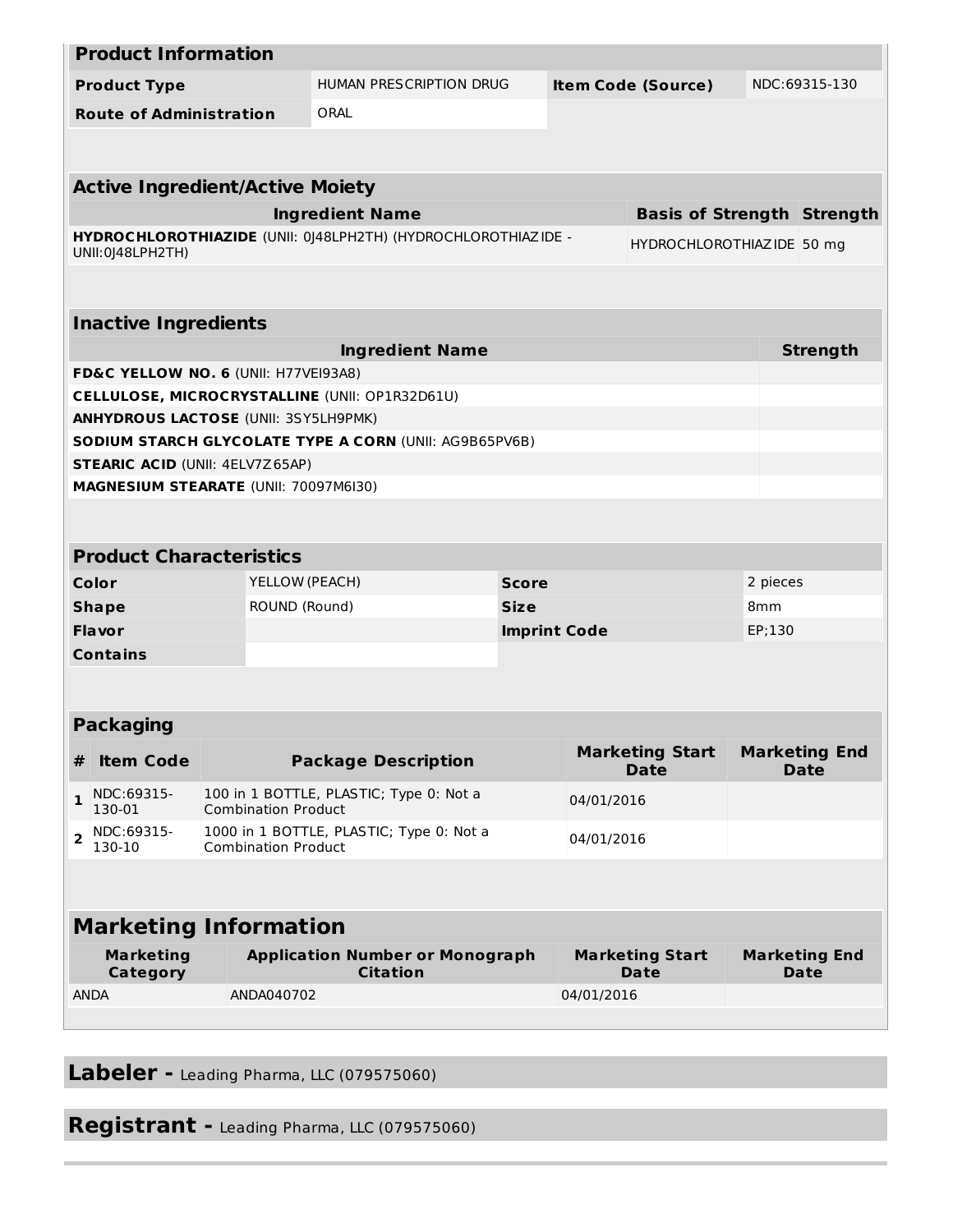## Product Information

| Product Type | HUMAN PRESCRIPTION DRUG | Item Code (Source) | NDC:69315-130 |
|---|---|---|---|
| Route of Administration | ORAL | | |

## Active Ingredient/Active Moiety

| Ingredient Name | Basis of Strength | Strength |
|---|---|---|
| **HYDROCHLOROTHIAZIDE** (UNII: 0J48LPH2TH) (HYDROCHLOROTHIAZIDE - UNII:0J48LPH2TH) | HYDROCHLOROTHIAZIDE | 50 mg |

## Inactive Ingredients

| Ingredient Name | Strength |
|---|---|
| **FD&C YELLOW NO. 6** (UNII: H77VEI93A8) | |
| **CELLULOSE, MICROCRYSTALLINE** (UNII: OP1R32D61U) | |
| **ANHYDROUS LACTOSE** (UNII: 3SY5LH9PMK) | |
| **SODIUM STARCH GLYCOLATE TYPE A CORN** (UNII: AG9B65PV6B) | |
| **STEARIC ACID** (UNII: 4ELV7Z65AP) | |
| **MAGNESIUM STEARATE** (UNII: 70097M6I30) | |

## Product Characteristics

| Color | YELLOW (PEACH) | Score | 2 pieces |
|---|---|---|---|
| Shape | ROUND (Round) | Size | 8mm |
| Flavor | | Imprint Code | EP;130 |
| Contains | | | |

## Packaging

| # | Item Code | Package Description | Marketing Start Date | Marketing End Date |
|---|---|---|---|---|
| 1 | NDC:69315-130-01 | 100 in 1 BOTTLE, PLASTIC; Type 0: Not a Combination Product | 04/01/2016 | |
| 2 | NDC:69315-130-10 | 1000 in 1 BOTTLE, PLASTIC; Type 0: Not a Combination Product | 04/01/2016 | |

## Marketing Information

| Marketing Category | Application Number or Monograph Citation | Marketing Start Date | Marketing End Date |
|---|---|---|---|
| ANDA | ANDA040702 | 04/01/2016 | |

## Labeler - Leading Pharma, LLC (079575060)

## Registrant - Leading Pharma, LLC (079575060)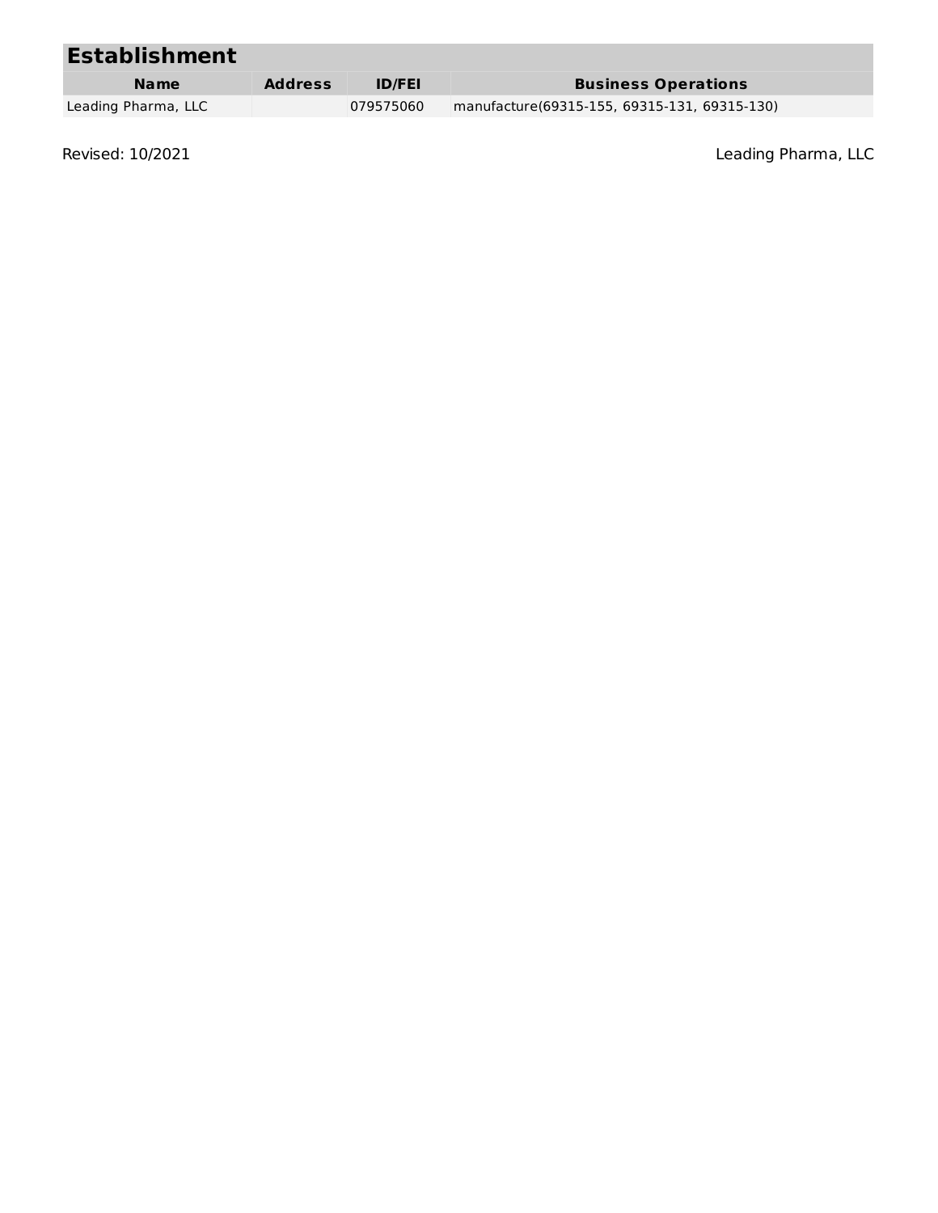## Establishment

| Name | Address | ID/FEI | Business Operations |
|---|---|---|---|
| Leading Pharma, LLC | | 079575060 | manufacture(69315-155, 69315-131, 69315-130) |

Revised: 10/2021

Leading Pharma, LLC